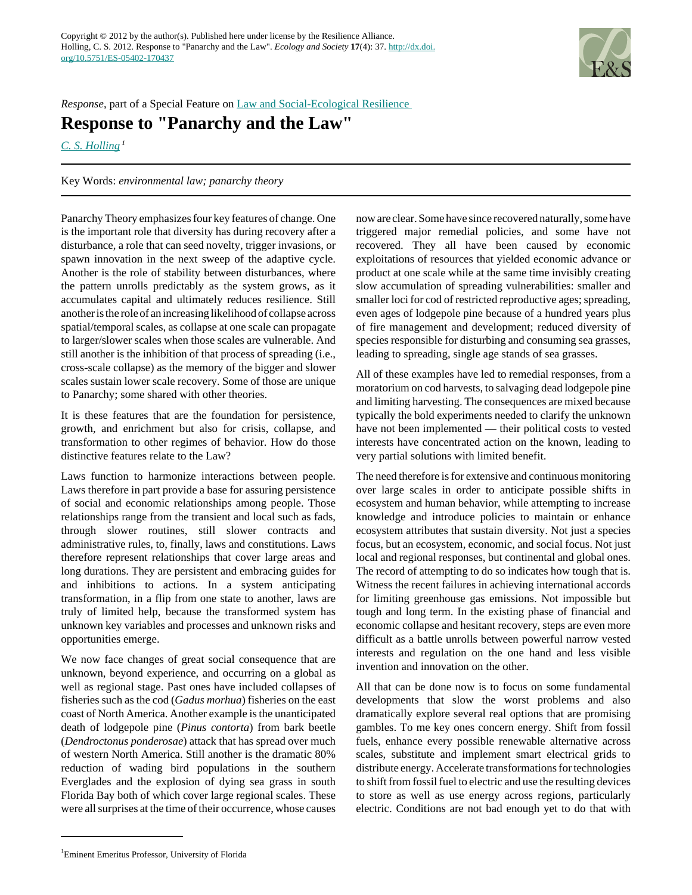Copyright © 2012 by the author(s). Published here under license by the Resilience Alliance.
Holling, C. S. 2012. Response to "Panarchy and the Law". *Ecology and Society* **17**(4): 37. http://dx.doi.org/10.5751/ES-05402-170437

*Response*, part of a Special Feature on Law and Social-Ecological Resilience

# Response to "Panarchy and the Law"

C. S. Holling [1]

Key Words: *environmental law; panarchy theory*

Panarchy Theory emphasizes four key features of change. One is the important role that diversity has during recovery after a disturbance, a role that can seed novelty, trigger invasions, or spawn innovation in the next sweep of the adaptive cycle. Another is the role of stability between disturbances, where the pattern unrolls predictably as the system grows, as it accumulates capital and ultimately reduces resilience. Still another is the role of an increasing likelihood of collapse across spatial/temporal scales, as collapse at one scale can propagate to larger/slower scales when those scales are vulnerable. And still another is the inhibition of that process of spreading (i.e., cross-scale collapse) as the memory of the bigger and slower scales sustain lower scale recovery. Some of those are unique to Panarchy; some shared with other theories.

It is these features that are the foundation for persistence, growth, and enrichment but also for crisis, collapse, and transformation to other regimes of behavior. How do those distinctive features relate to the Law?

Laws function to harmonize interactions between people. Laws therefore in part provide a base for assuring persistence of social and economic relationships among people. Those relationships range from the transient and local such as fads, through slower routines, still slower contracts and administrative rules, to, finally, laws and constitutions. Laws therefore represent relationships that cover large areas and long durations. They are persistent and embracing guides for and inhibitions to actions. In a system anticipating transformation, in a flip from one state to another, laws are truly of limited help, because the transformed system has unknown key variables and processes and unknown risks and opportunities emerge.

We now face changes of great social consequence that are unknown, beyond experience, and occurring on a global as well as regional stage. Past ones have included collapses of fisheries such as the cod (*Gadus morhua*) fisheries on the east coast of North America. Another example is the unanticipated death of lodgepole pine (*Pinus contorta*) from bark beetle (*Dendroctonus ponderosae*) attack that has spread over much of western North America. Still another is the dramatic 80% reduction of wading bird populations in the southern Everglades and the explosion of dying sea grass in south Florida Bay both of which cover large regional scales. These were all surprises at the time of their occurrence, whose causes now are clear. Some have since recovered naturally, some have triggered major remedial policies, and some have not recovered. They all have been caused by economic exploitations of resources that yielded economic advance or product at one scale while at the same time invisibly creating slow accumulation of spreading vulnerabilities: smaller and smaller loci for cod of restricted reproductive ages; spreading, even ages of lodgepole pine because of a hundred years plus of fire management and development; reduced diversity of species responsible for disturbing and consuming sea grasses, leading to spreading, single age stands of sea grasses.

All of these examples have led to remedial responses, from a moratorium on cod harvests, to salvaging dead lodgepole pine and limiting harvesting. The consequences are mixed because typically the bold experiments needed to clarify the unknown have not been implemented — their political costs to vested interests have concentrated action on the known, leading to very partial solutions with limited benefit.

The need therefore is for extensive and continuous monitoring over large scales in order to anticipate possible shifts in ecosystem and human behavior, while attempting to increase knowledge and introduce policies to maintain or enhance ecosystem attributes that sustain diversity. Not just a species focus, but an ecosystem, economic, and social focus. Not just local and regional responses, but continental and global ones. The record of attempting to do so indicates how tough that is. Witness the recent failures in achieving international accords for limiting greenhouse gas emissions. Not impossible but tough and long term. In the existing phase of financial and economic collapse and hesitant recovery, steps are even more difficult as a battle unrolls between powerful narrow vested interests and regulation on the one hand and less visible invention and innovation on the other.

All that can be done now is to focus on some fundamental developments that slow the worst problems and also dramatically explore several real options that are promising gambles. To me key ones concern energy. Shift from fossil fuels, enhance every possible renewable alternative across scales, substitute and implement smart electrical grids to distribute energy. Accelerate transformations for technologies to shift from fossil fuel to electric and use the resulting devices to store as well as use energy across regions, particularly electric. Conditions are not bad enough yet to do that with

[1] Eminent Emeritus Professor, University of Florida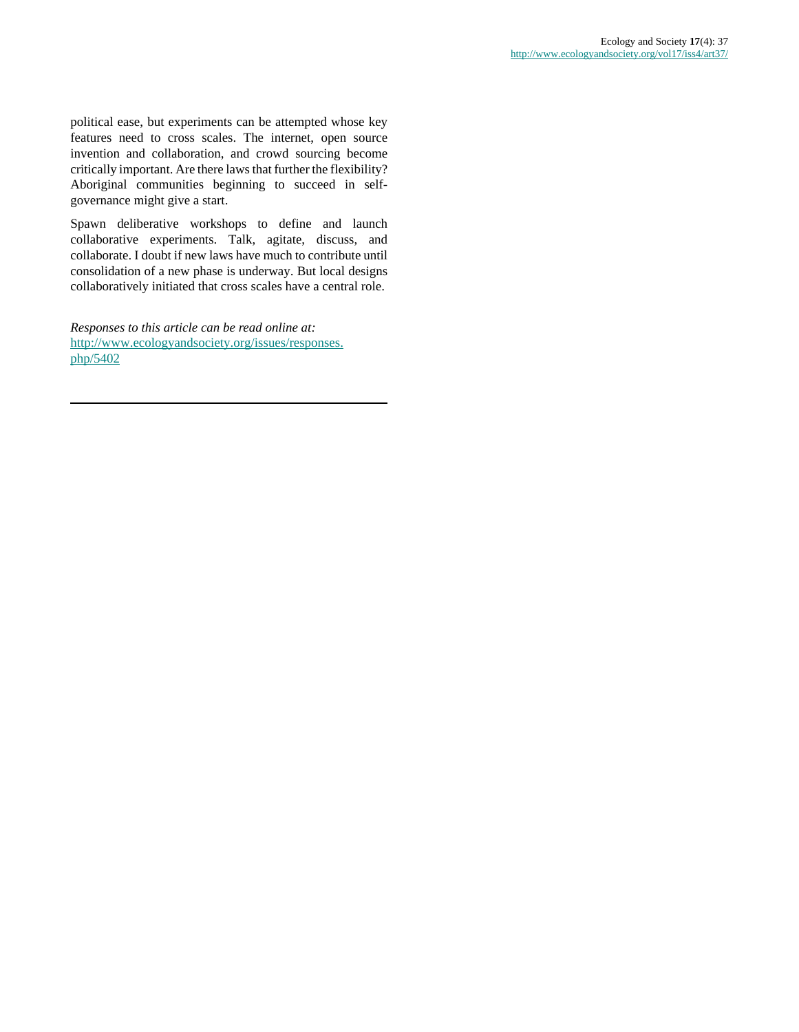political ease, but experiments can be attempted whose key features need to cross scales. The internet, open source invention and collaboration, and crowd sourcing become critically important. Are there laws that further the flexibility? Aboriginal communities beginning to succeed in self-governance might give a start.

Spawn deliberative workshops to define and launch collaborative experiments. Talk, agitate, discuss, and collaborate. I doubt if new laws have much to contribute until consolidation of a new phase is underway. But local designs collaboratively initiated that cross scales have a central role.

*Responses to this article can be read online at:*
http://www.ecologyandsociety.org/issues/responses.php/5402